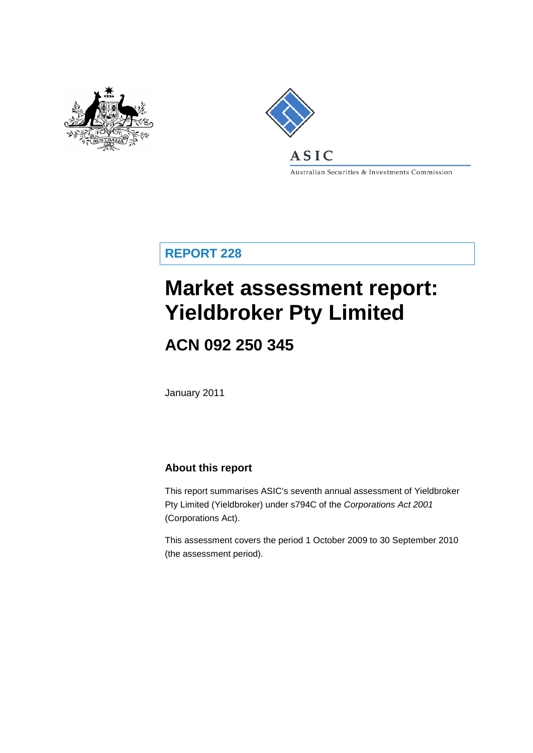ASIC

Australian Securities & Investments Commission

**REPORT 228**

# Market assessment report: Yieldbroker Pty Limited

## ACN 092 250 345

January 2011

### About this report

This report summarises ASIC's seventh annual assessment of Yieldbroker Pty Limited (Yieldbroker) under s794C of the *Corporations Act 2001* (Corporations Act).

This assessment covers the period 1 October 2009 to 30 September 2010 (the assessment period).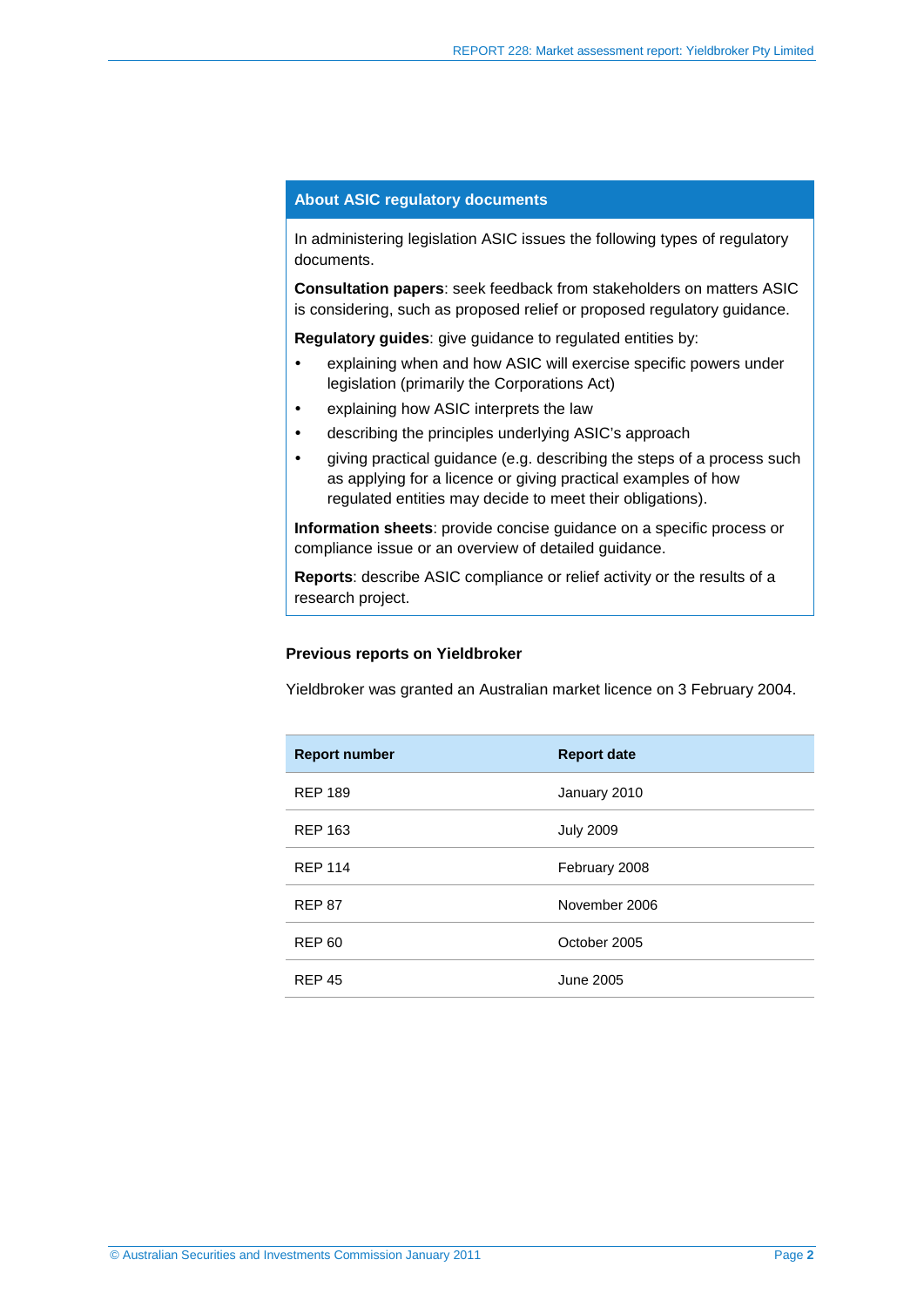## About ASIC regulatory documents

In administering legislation ASIC issues the following types of regulatory documents.

**Consultation papers**: seek feedback from stakeholders on matters ASIC is considering, such as proposed relief or proposed regulatory guidance.

**Regulatory guides**: give guidance to regulated entities by:

- explaining when and how ASIC will exercise specific powers under legislation (primarily the Corporations Act)
- explaining how ASIC interprets the law
- describing the principles underlying ASIC's approach
- giving practical guidance (e.g. describing the steps of a process such as applying for a licence or giving practical examples of how regulated entities may decide to meet their obligations).

**Information sheets**: provide concise guidance on a specific process or compliance issue or an overview of detailed guidance.

**Reports**: describe ASIC compliance or relief activity or the results of a research project.

### Previous reports on Yieldbroker

Yieldbroker was granted an Australian market licence on 3 February 2004.

| Report number | Report date |
|---|---|
| REP 189 | January 2010 |
| REP 163 | July 2009 |
| REP 114 | February 2008 |
| REP 87 | November 2006 |
| REP 60 | October 2005 |
| REP 45 | June 2005 |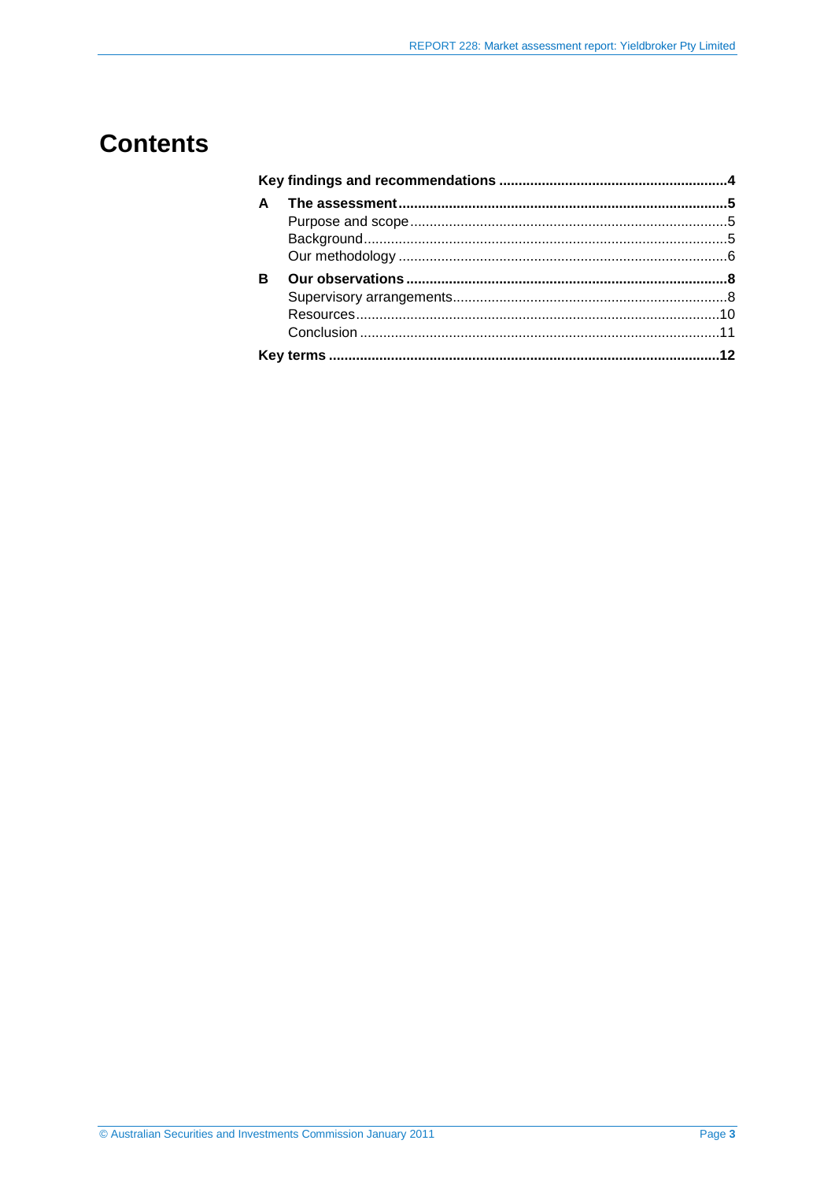# Contents

**Key findings and recommendations** **4**

**A The assessment** **5**

- Purpose and scope 5
- Background 5
- Our methodology 6

**B Our observations** **8**

- Supervisory arrangements 8
- Resources 10
- Conclusion 11

**Key terms** **12**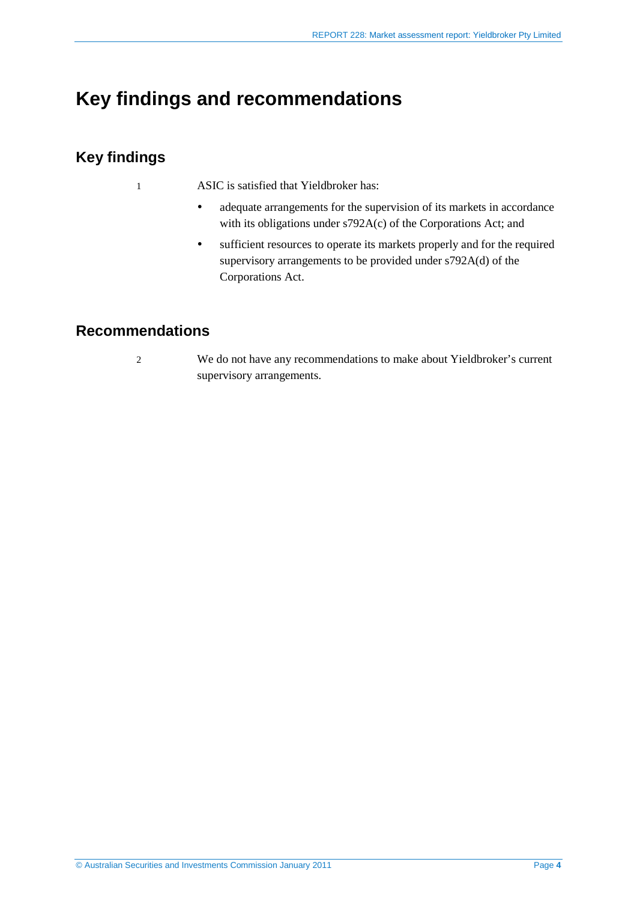# Key findings and recommendations

## Key findings

1 ASIC is satisfied that Yieldbroker has:

- adequate arrangements for the supervision of its markets in accordance with its obligations under s792A(c) of the Corporations Act; and
- sufficient resources to operate its markets properly and for the required supervisory arrangements to be provided under s792A(d) of the Corporations Act.

## Recommendations

2 We do not have any recommendations to make about Yieldbroker's current supervisory arrangements.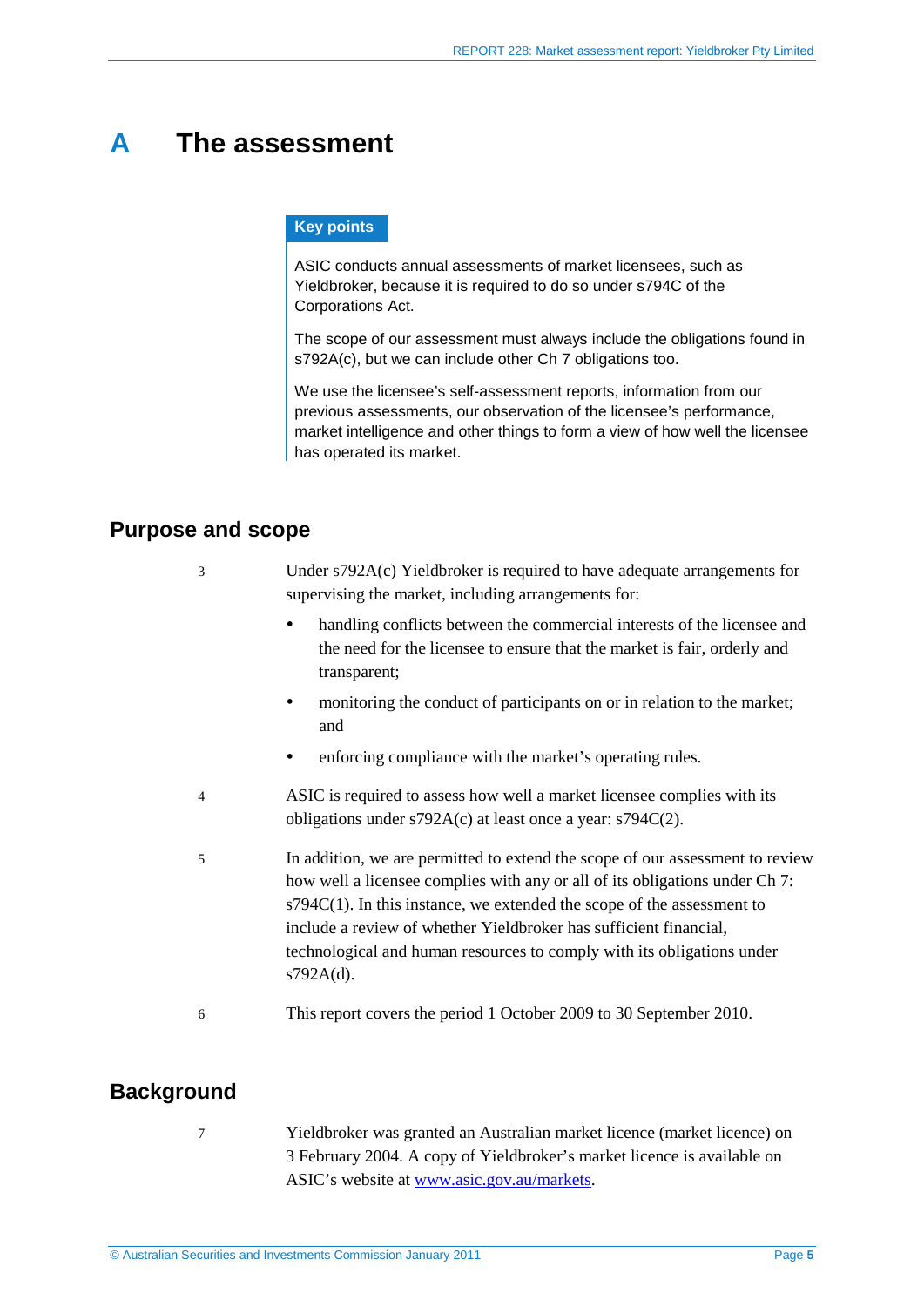# A The assessment

> **Key points**
>
> ASIC conducts annual assessments of market licensees, such as Yieldbroker, because it is required to do so under s794C of the Corporations Act.
>
> The scope of our assessment must always include the obligations found in s792A(c), but we can include other Ch 7 obligations too.
>
> We use the licensee's self-assessment reports, information from our previous assessments, our observation of the licensee's performance, market intelligence and other things to form a view of how well the licensee has operated its market.

## Purpose and scope

3 Under s792A(c) Yieldbroker is required to have adequate arrangements for supervising the market, including arrangements for:

- handling conflicts between the commercial interests of the licensee and the need for the licensee to ensure that the market is fair, orderly and transparent;
- monitoring the conduct of participants on or in relation to the market; and
- enforcing compliance with the market's operating rules.

4 ASIC is required to assess how well a market licensee complies with its obligations under s792A(c) at least once a year: s794C(2).

5 In addition, we are permitted to extend the scope of our assessment to review how well a licensee complies with any or all of its obligations under Ch 7: s794C(1). In this instance, we extended the scope of the assessment to include a review of whether Yieldbroker has sufficient financial, technological and human resources to comply with its obligations under s792A(d).

6 This report covers the period 1 October 2009 to 30 September 2010.

## Background

7 Yieldbroker was granted an Australian market licence (market licence) on 3 February 2004. A copy of Yieldbroker's market licence is available on ASIC's website at www.asic.gov.au/markets.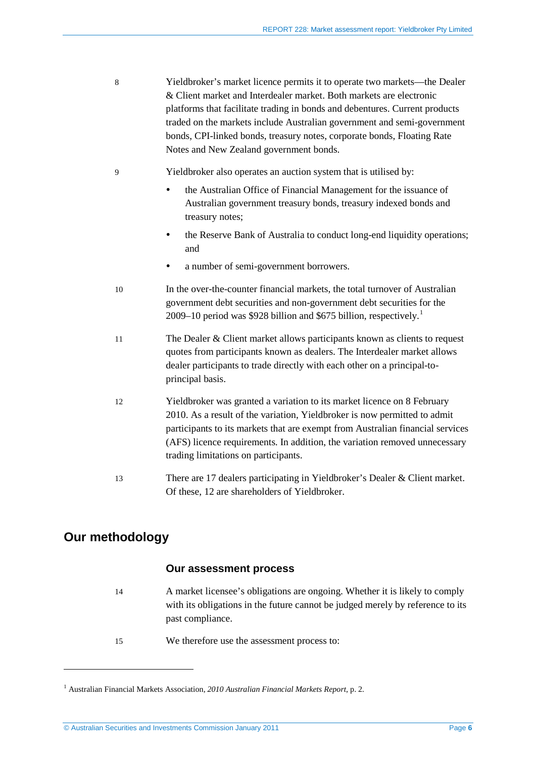8 Yieldbroker's market licence permits it to operate two markets—the Dealer & Client market and Interdealer market. Both markets are electronic platforms that facilitate trading in bonds and debentures. Current products traded on the markets include Australian government and semi-government bonds, CPI-linked bonds, treasury notes, corporate bonds, Floating Rate Notes and New Zealand government bonds.

9 Yieldbroker also operates an auction system that is utilised by:

- the Australian Office of Financial Management for the issuance of Australian government treasury bonds, treasury indexed bonds and treasury notes;
- the Reserve Bank of Australia to conduct long-end liquidity operations; and
- a number of semi-government borrowers.

10 In the over-the-counter financial markets, the total turnover of Australian government debt securities and non-government debt securities for the 2009–10 period was $928 billion and $675 billion, respectively.[1]

11 The Dealer & Client market allows participants known as clients to request quotes from participants known as dealers. The Interdealer market allows dealer participants to trade directly with each other on a principal-to-principal basis.

12 Yieldbroker was granted a variation to its market licence on 8 February 2010. As a result of the variation, Yieldbroker is now permitted to admit participants to its markets that are exempt from Australian financial services (AFS) licence requirements. In addition, the variation removed unnecessary trading limitations on participants.

13 There are 17 dealers participating in Yieldbroker's Dealer & Client market. Of these, 12 are shareholders of Yieldbroker.

## Our methodology

### Our assessment process

14 A market licensee's obligations are ongoing. Whether it is likely to comply with its obligations in the future cannot be judged merely by reference to its past compliance.

15 We therefore use the assessment process to:

---

[1] Australian Financial Markets Association, *2010 Australian Financial Markets Report*, p. 2.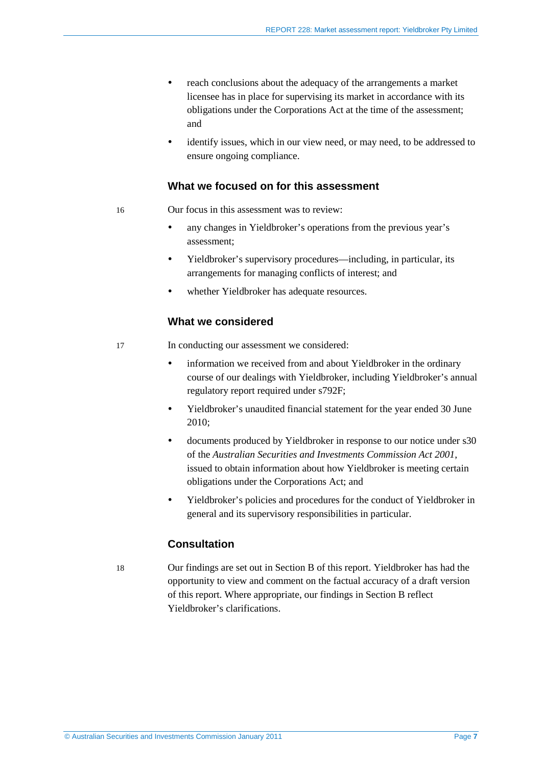- reach conclusions about the adequacy of the arrangements a market licensee has in place for supervising its market in accordance with its obligations under the Corporations Act at the time of the assessment; and
- identify issues, which in our view need, or may need, to be addressed to ensure ongoing compliance.

### What we focused on for this assessment

16 Our focus in this assessment was to review:

- any changes in Yieldbroker's operations from the previous year's assessment;
- Yieldbroker's supervisory procedures—including, in particular, its arrangements for managing conflicts of interest; and
- whether Yieldbroker has adequate resources.

### What we considered

17 In conducting our assessment we considered:

- information we received from and about Yieldbroker in the ordinary course of our dealings with Yieldbroker, including Yieldbroker's annual regulatory report required under s792F;
- Yieldbroker's unaudited financial statement for the year ended 30 June 2010;
- documents produced by Yieldbroker in response to our notice under s30 of the *Australian Securities and Investments Commission Act 2001*, issued to obtain information about how Yieldbroker is meeting certain obligations under the Corporations Act; and
- Yieldbroker's policies and procedures for the conduct of Yieldbroker in general and its supervisory responsibilities in particular.

### Consultation

18 Our findings are set out in Section B of this report. Yieldbroker has had the opportunity to view and comment on the factual accuracy of a draft version of this report. Where appropriate, our findings in Section B reflect Yieldbroker's clarifications.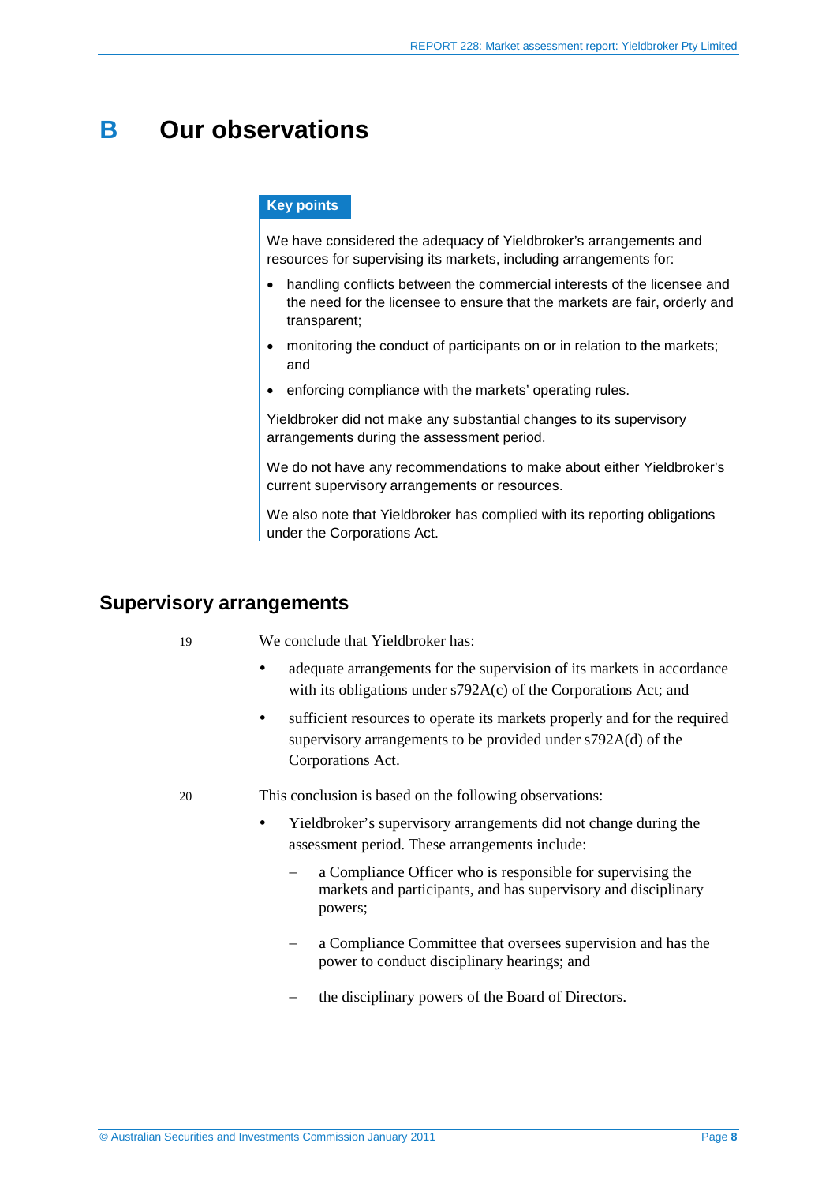# B Our observations

**Key points**

We have considered the adequacy of Yieldbroker's arrangements and resources for supervising its markets, including arrangements for:

- handling conflicts between the commercial interests of the licensee and the need for the licensee to ensure that the markets are fair, orderly and transparent;
- monitoring the conduct of participants on or in relation to the markets; and
- enforcing compliance with the markets' operating rules.

Yieldbroker did not make any substantial changes to its supervisory arrangements during the assessment period.

We do not have any recommendations to make about either Yieldbroker's current supervisory arrangements or resources.

We also note that Yieldbroker has complied with its reporting obligations under the Corporations Act.

## Supervisory arrangements

19 We conclude that Yieldbroker has:

- adequate arrangements for the supervision of its markets in accordance with its obligations under s792A(c) of the Corporations Act; and
- sufficient resources to operate its markets properly and for the required supervisory arrangements to be provided under s792A(d) of the Corporations Act.

20 This conclusion is based on the following observations:

- Yieldbroker's supervisory arrangements did not change during the assessment period. These arrangements include:
  - a Compliance Officer who is responsible for supervising the markets and participants, and has supervisory and disciplinary powers;
  - a Compliance Committee that oversees supervision and has the power to conduct disciplinary hearings; and
  - the disciplinary powers of the Board of Directors.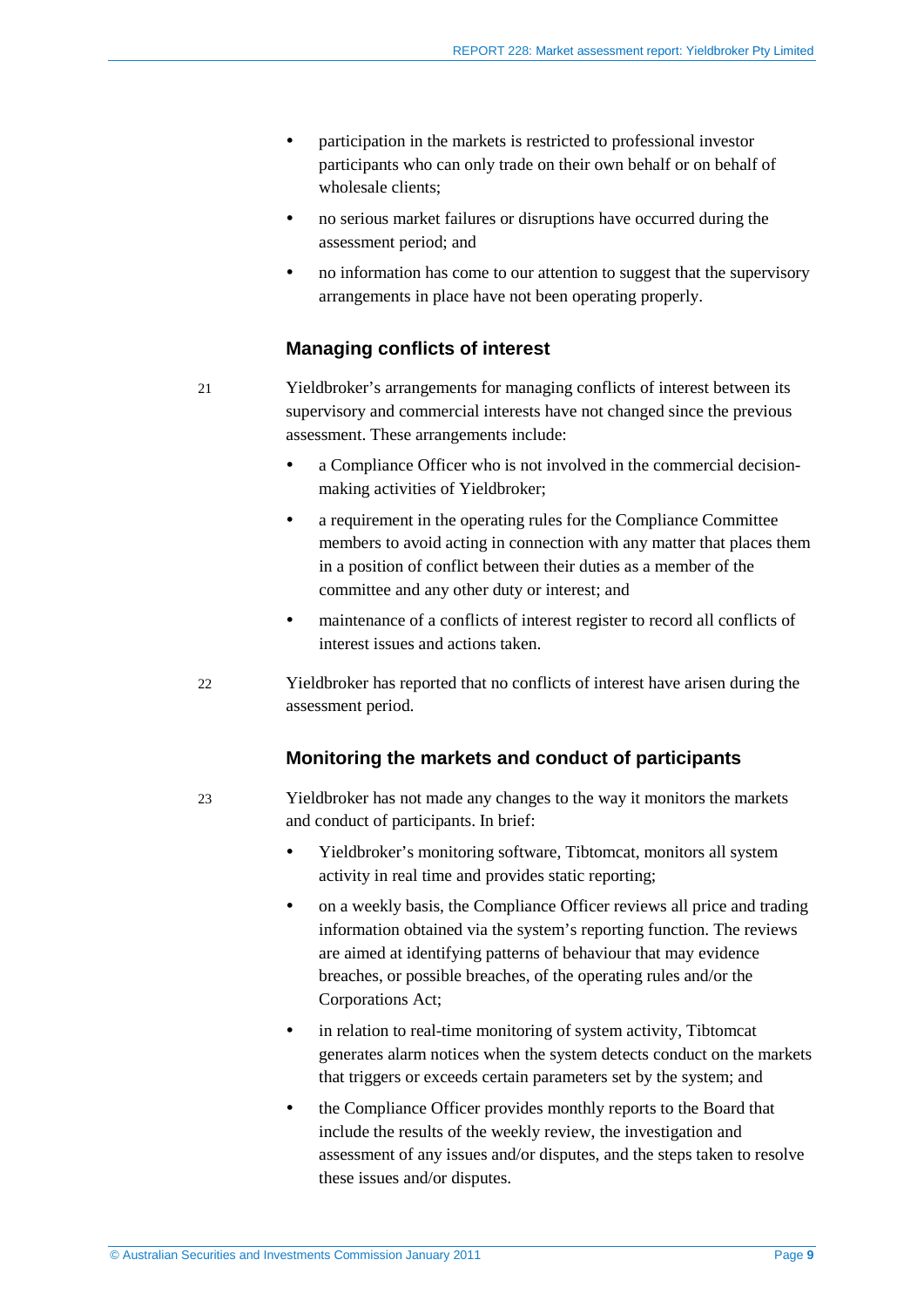- participation in the markets is restricted to professional investor participants who can only trade on their own behalf or on behalf of wholesale clients;
- no serious market failures or disruptions have occurred during the assessment period; and
- no information has come to our attention to suggest that the supervisory arrangements in place have not been operating properly.

### Managing conflicts of interest

21 Yieldbroker's arrangements for managing conflicts of interest between its supervisory and commercial interests have not changed since the previous assessment. These arrangements include:

- a Compliance Officer who is not involved in the commercial decision-making activities of Yieldbroker;
- a requirement in the operating rules for the Compliance Committee members to avoid acting in connection with any matter that places them in a position of conflict between their duties as a member of the committee and any other duty or interest; and
- maintenance of a conflicts of interest register to record all conflicts of interest issues and actions taken.

22 Yieldbroker has reported that no conflicts of interest have arisen during the assessment period.

### Monitoring the markets and conduct of participants

23 Yieldbroker has not made any changes to the way it monitors the markets and conduct of participants. In brief:

- Yieldbroker's monitoring software, Tibtomcat, monitors all system activity in real time and provides static reporting;
- on a weekly basis, the Compliance Officer reviews all price and trading information obtained via the system's reporting function. The reviews are aimed at identifying patterns of behaviour that may evidence breaches, or possible breaches, of the operating rules and/or the Corporations Act;
- in relation to real-time monitoring of system activity, Tibtomcat generates alarm notices when the system detects conduct on the markets that triggers or exceeds certain parameters set by the system; and
- the Compliance Officer provides monthly reports to the Board that include the results of the weekly review, the investigation and assessment of any issues and/or disputes, and the steps taken to resolve these issues and/or disputes.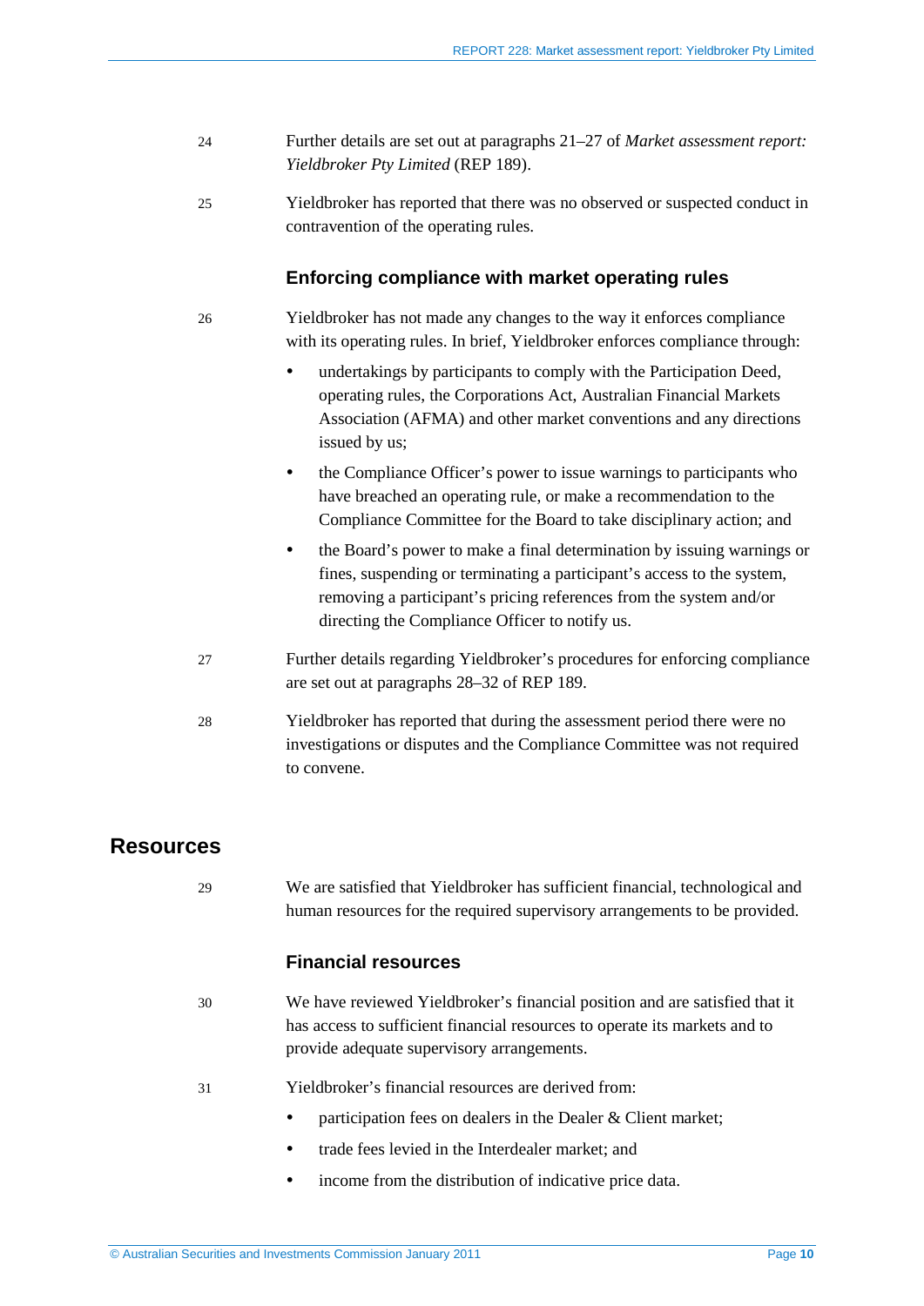24 Further details are set out at paragraphs 21–27 of *Market assessment report: Yieldbroker Pty Limited* (REP 189).

25 Yieldbroker has reported that there was no observed or suspected conduct in contravention of the operating rules.

### Enforcing compliance with market operating rules

26 Yieldbroker has not made any changes to the way it enforces compliance with its operating rules. In brief, Yieldbroker enforces compliance through:

- undertakings by participants to comply with the Participation Deed, operating rules, the Corporations Act, Australian Financial Markets Association (AFMA) and other market conventions and any directions issued by us;
- the Compliance Officer's power to issue warnings to participants who have breached an operating rule, or make a recommendation to the Compliance Committee for the Board to take disciplinary action; and
- the Board's power to make a final determination by issuing warnings or fines, suspending or terminating a participant's access to the system, removing a participant's pricing references from the system and/or directing the Compliance Officer to notify us.

27 Further details regarding Yieldbroker's procedures for enforcing compliance are set out at paragraphs 28–32 of REP 189.

28 Yieldbroker has reported that during the assessment period there were no investigations or disputes and the Compliance Committee was not required to convene.

## Resources

29 We are satisfied that Yieldbroker has sufficient financial, technological and human resources for the required supervisory arrangements to be provided.

### Financial resources

30 We have reviewed Yieldbroker's financial position and are satisfied that it has access to sufficient financial resources to operate its markets and to provide adequate supervisory arrangements.

31 Yieldbroker's financial resources are derived from:

- participation fees on dealers in the Dealer & Client market;
- trade fees levied in the Interdealer market; and
- income from the distribution of indicative price data.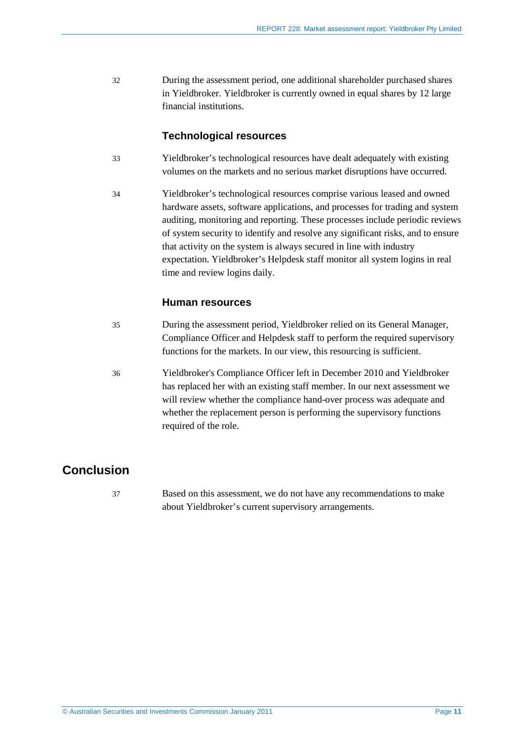32 During the assessment period, one additional shareholder purchased shares in Yieldbroker. Yieldbroker is currently owned in equal shares by 12 large financial institutions.

### Technological resources

33 Yieldbroker's technological resources have dealt adequately with existing volumes on the markets and no serious market disruptions have occurred.

34 Yieldbroker's technological resources comprise various leased and owned hardware assets, software applications, and processes for trading and system auditing, monitoring and reporting. These processes include periodic reviews of system security to identify and resolve any significant risks, and to ensure that activity on the system is always secured in line with industry expectation. Yieldbroker's Helpdesk staff monitor all system logins in real time and review logins daily.

### Human resources

35 During the assessment period, Yieldbroker relied on its General Manager, Compliance Officer and Helpdesk staff to perform the required supervisory functions for the markets. In our view, this resourcing is sufficient.

36 Yieldbroker's Compliance Officer left in December 2010 and Yieldbroker has replaced her with an existing staff member. In our next assessment we will review whether the compliance hand-over process was adequate and whether the replacement person is performing the supervisory functions required of the role.

## Conclusion

37 Based on this assessment, we do not have any recommendations to make about Yieldbroker's current supervisory arrangements.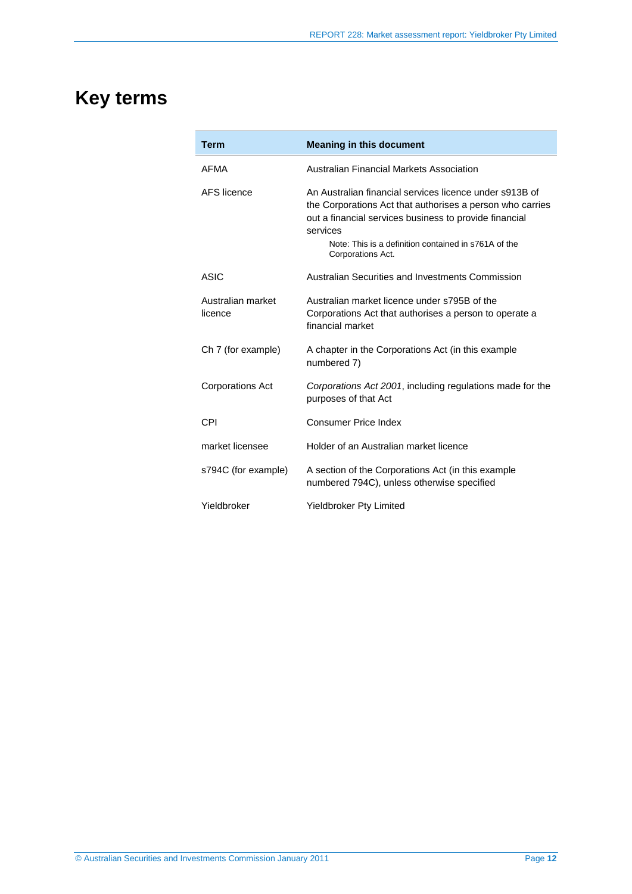# Key terms

| Term | Meaning in this document |
|---|---|
| AFMA | Australian Financial Markets Association |
| AFS licence | An Australian financial services licence under s913B of the Corporations Act that authorises a person who carries out a financial services business to provide financial services<br>Note: This is a definition contained in s761A of the Corporations Act. |
| ASIC | Australian Securities and Investments Commission |
| Australian market licence | Australian market licence under s795B of the Corporations Act that authorises a person to operate a financial market |
| Ch 7 (for example) | A chapter in the Corporations Act (in this example numbered 7) |
| Corporations Act | *Corporations Act 2001*, including regulations made for the purposes of that Act |
| CPI | Consumer Price Index |
| market licensee | Holder of an Australian market licence |
| s794C (for example) | A section of the Corporations Act (in this example numbered 794C), unless otherwise specified |
| Yieldbroker | Yieldbroker Pty Limited |